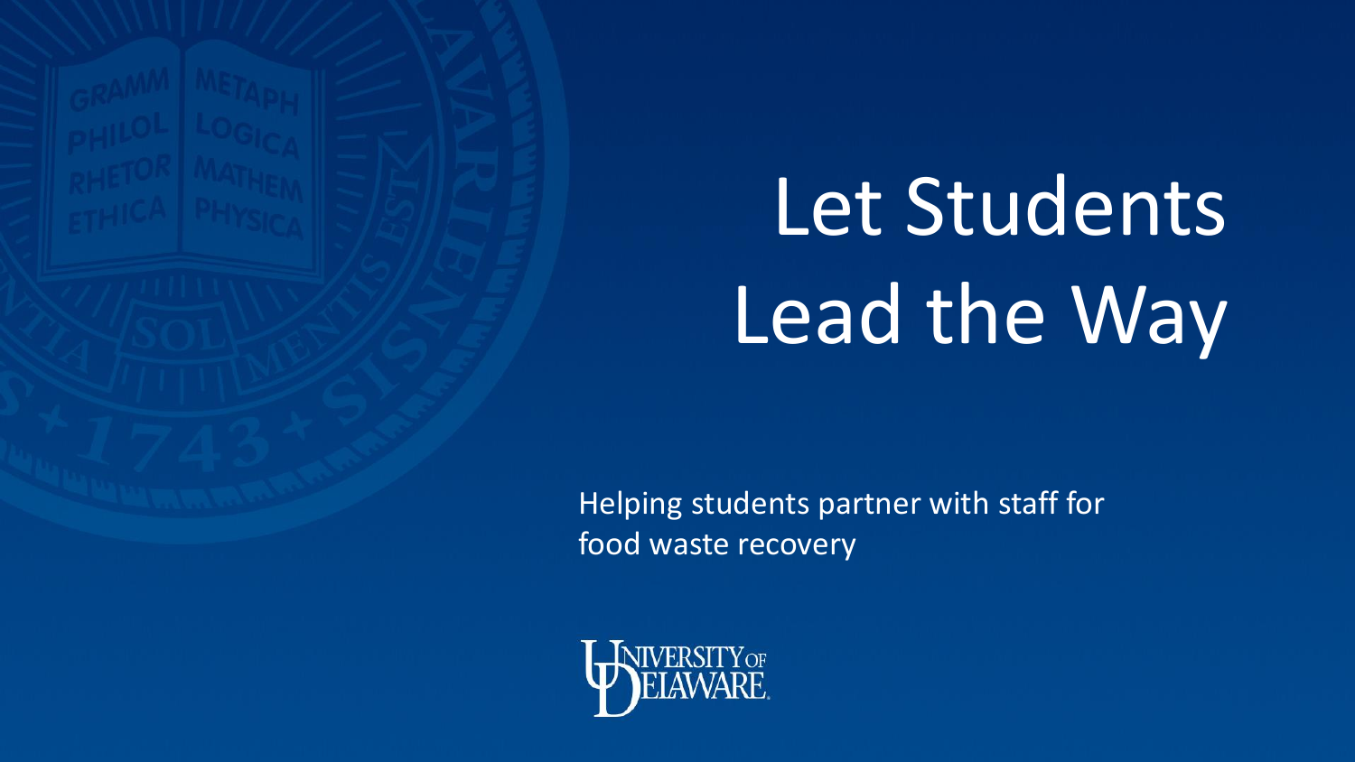# Let Students Lead the Way

Helping students partner with staff for food waste recovery

University of Delaware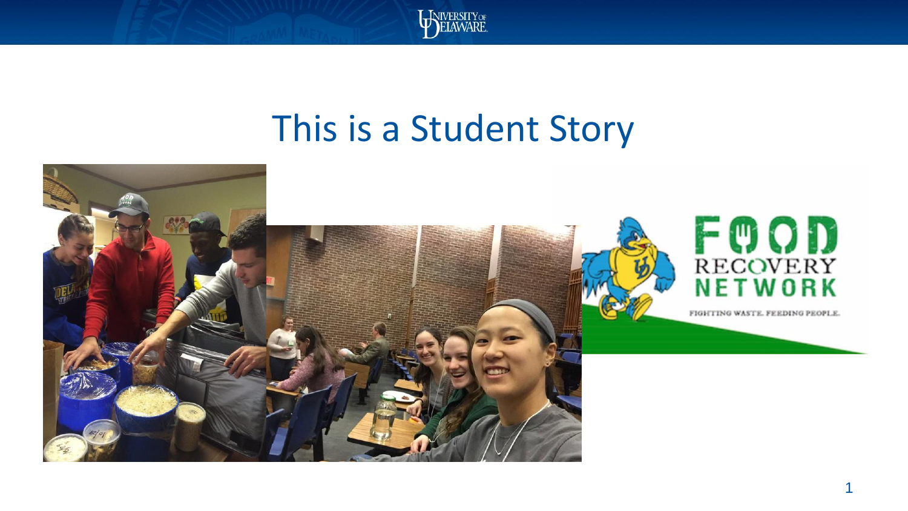# This is a Student Story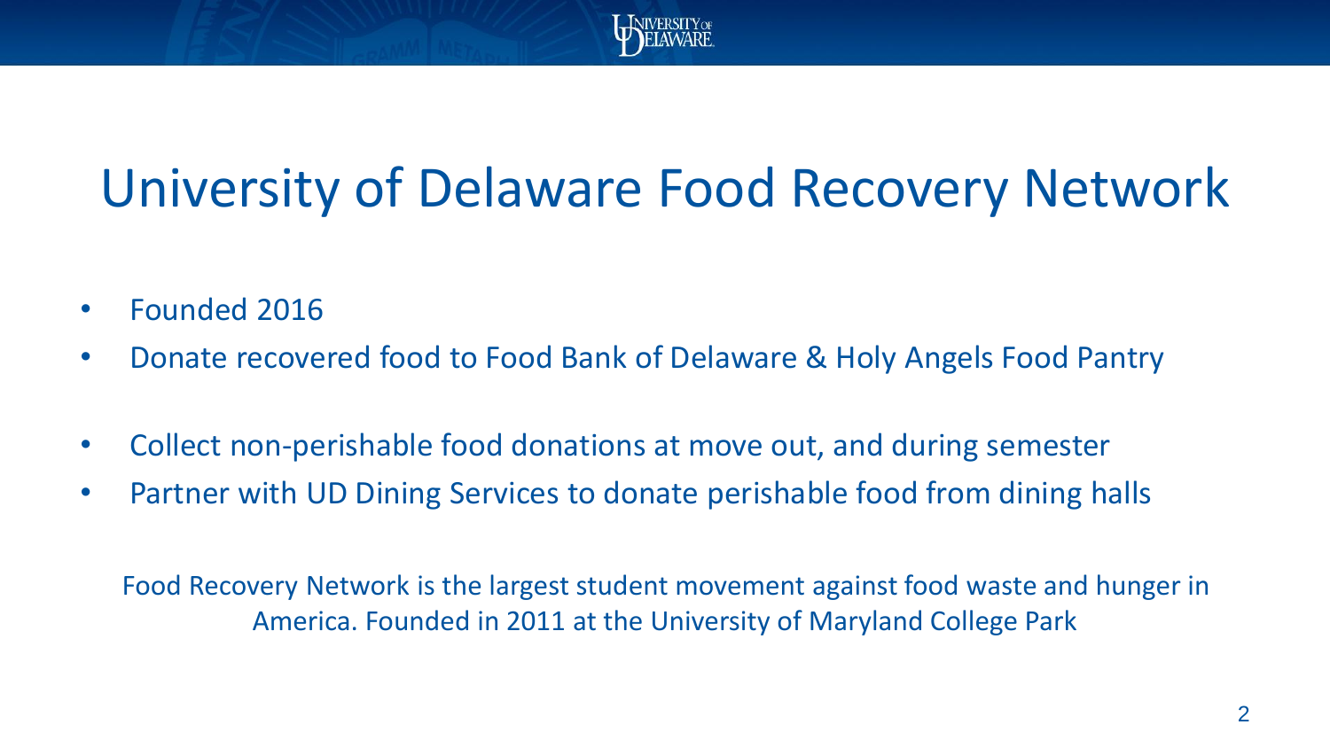# University of Delaware Food Recovery Network

- Founded 2016
- Donate recovered food to Food Bank of Delaware & Holy Angels Food Pantry
- Collect non-perishable food donations at move out, and during semester
- Partner with UD Dining Services to donate perishable food from dining halls

Food Recovery Network is the largest student movement against food waste and hunger in America. Founded in 2011 at the University of Maryland College Park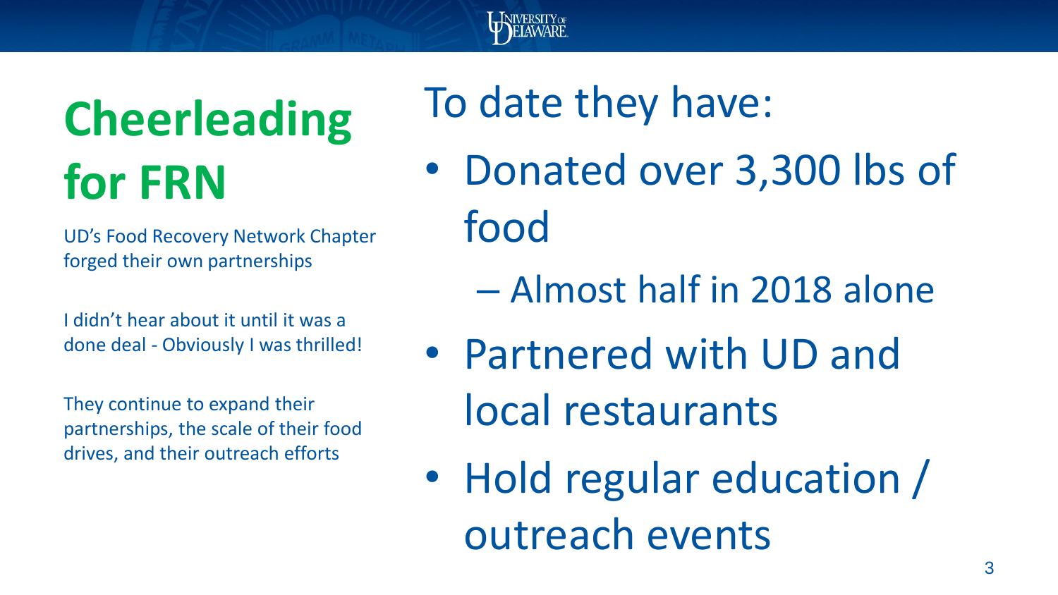# Cheerleading for FRN

UD's Food Recovery Network Chapter forged their own partnerships

I didn't hear about it until it was a done deal - Obviously I was thrilled!

They continue to expand their partnerships, the scale of their food drives, and their outreach efforts

## To date they have:

- Donated over 3,300 lbs of food
  - Almost half in 2018 alone
- Partnered with UD and local restaurants
- Hold regular education / outreach events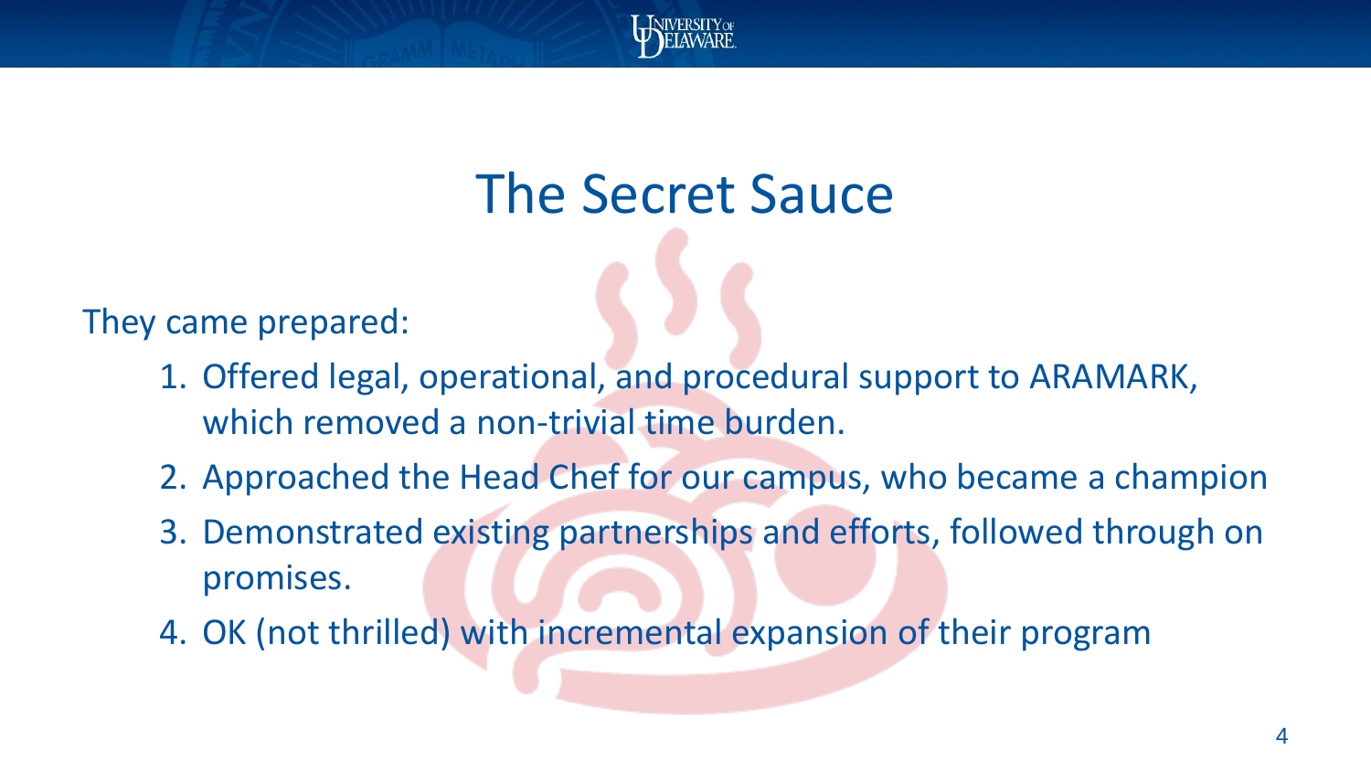# The Secret Sauce

They came prepared:

1. Offered legal, operational, and procedural support to ARAMARK, which removed a non-trivial time burden.
2. Approached the Head Chef for our campus, who became a champion
3. Demonstrated existing partnerships and efforts, followed through on promises.
4. OK (not thrilled) with incremental expansion of their program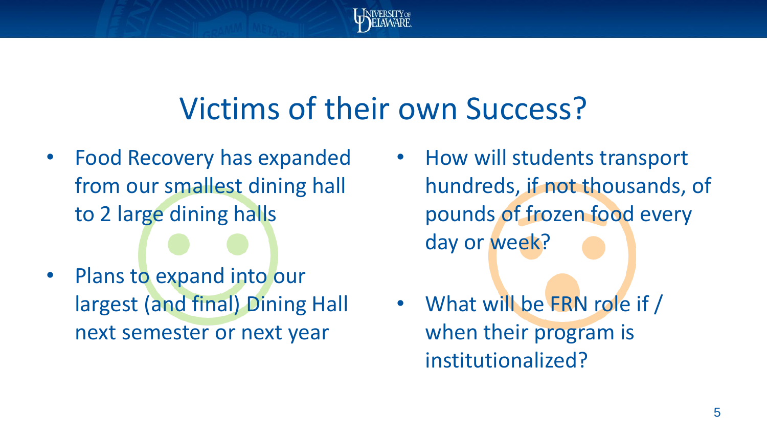# Victims of their own Success?

- Food Recovery has expanded from our smallest dining hall to 2 large dining halls
- Plans to expand into our largest (and final) Dining Hall next semester or next year
- How will students transport hundreds, if not thousands, of pounds of frozen food every day or week?
- What will be FRN role if / when their program is institutionalized?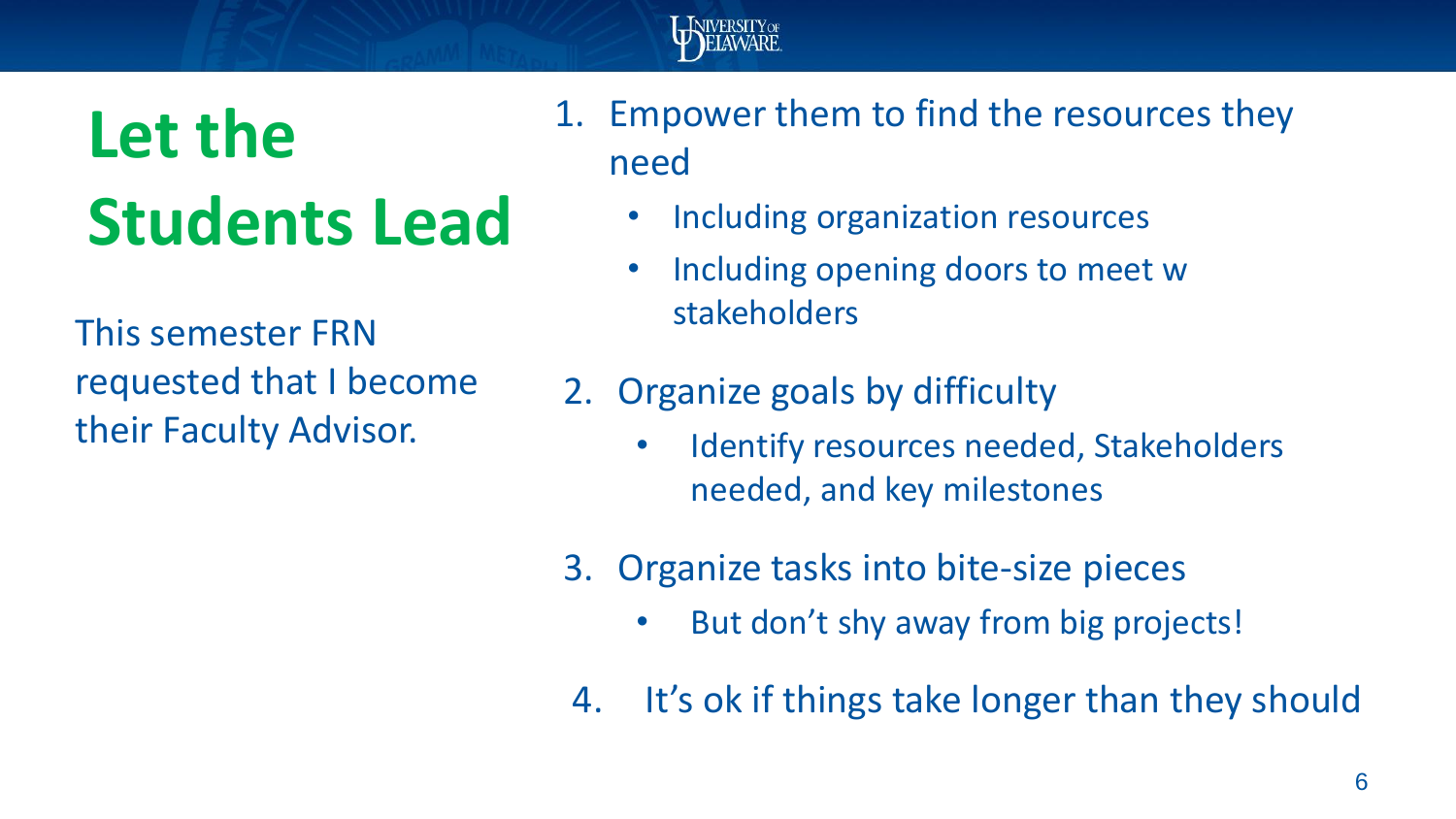# Let the Students Lead

This semester FRN requested that I become their Faculty Advisor.

1. Empower them to find the resources they need
   - Including organization resources
   - Including opening doors to meet w stakeholders
2. Organize goals by difficulty
   - Identify resources needed, Stakeholders needed, and key milestones
3. Organize tasks into bite-size pieces
   - But don't shy away from big projects!
4. It's ok if things take longer than they should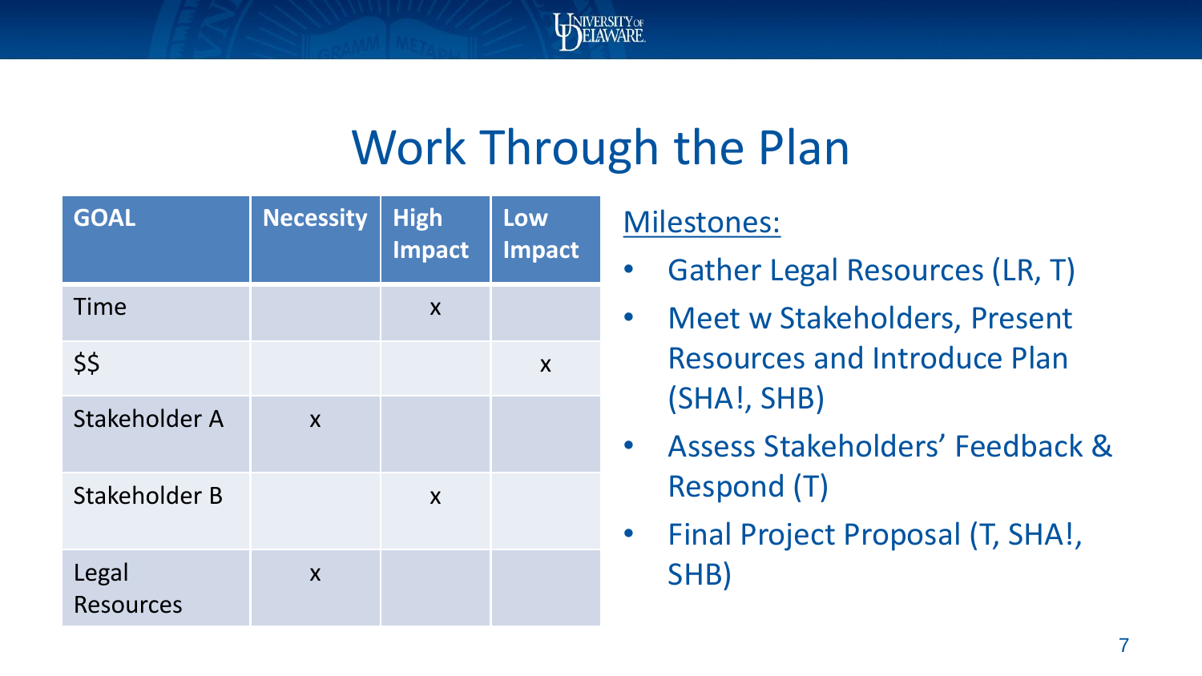# Work Through the Plan

| GOAL | Necessity | High Impact | Low Impact |
|---|---|---|---|
| Time | | x | |
| $$ | | | x |
| Stakeholder A | x | | |
| Stakeholder B | | x | |
| Legal Resources | x | | |

Milestones:

- Gather Legal Resources (LR, T)
- Meet w Stakeholders, Present Resources and Introduce Plan (SHA!, SHB)
- Assess Stakeholders' Feedback & Respond (T)
- Final Project Proposal (T, SHA!, SHB)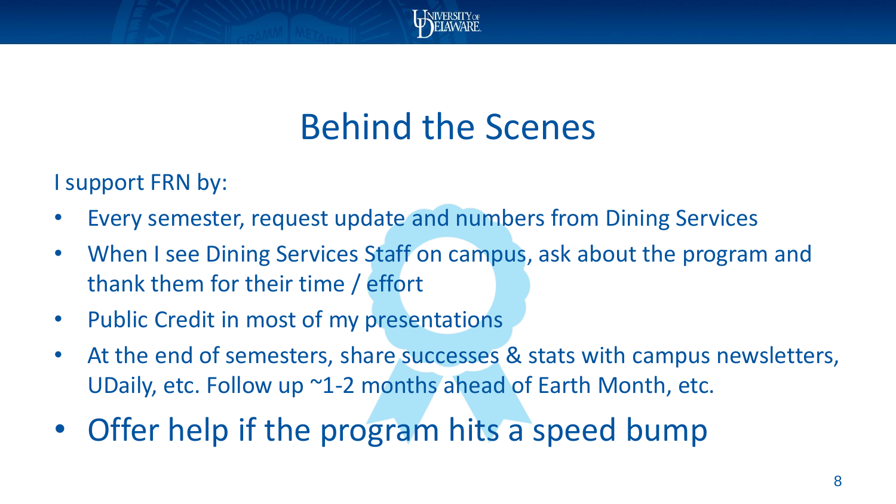# Behind the Scenes

I support FRN by:

- Every semester, request update and numbers from Dining Services
- When I see Dining Services Staff on campus, ask about the program and thank them for their time / effort
- Public Credit in most of my presentations
- At the end of semesters, share successes & stats with campus newsletters, UDaily, etc. Follow up ~1-2 months ahead of Earth Month, etc.
- Offer help if the program hits a speed bump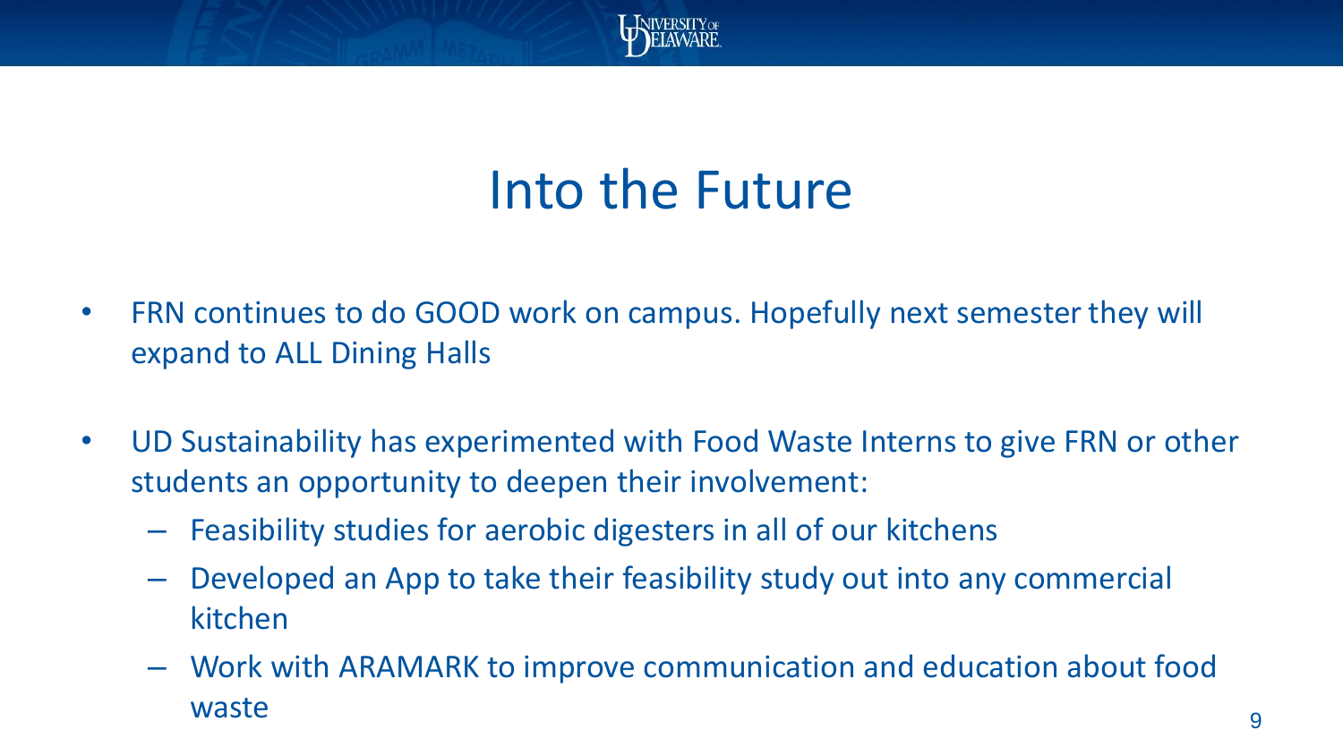# Into the Future

- FRN continues to do GOOD work on campus. Hopefully next semester they will expand to ALL Dining Halls
- UD Sustainability has experimented with Food Waste Interns to give FRN or other students an opportunity to deepen their involvement:
  - Feasibility studies for aerobic digesters in all of our kitchens
  - Developed an App to take their feasibility study out into any commercial kitchen
  - Work with ARAMARK to improve communication and education about food waste